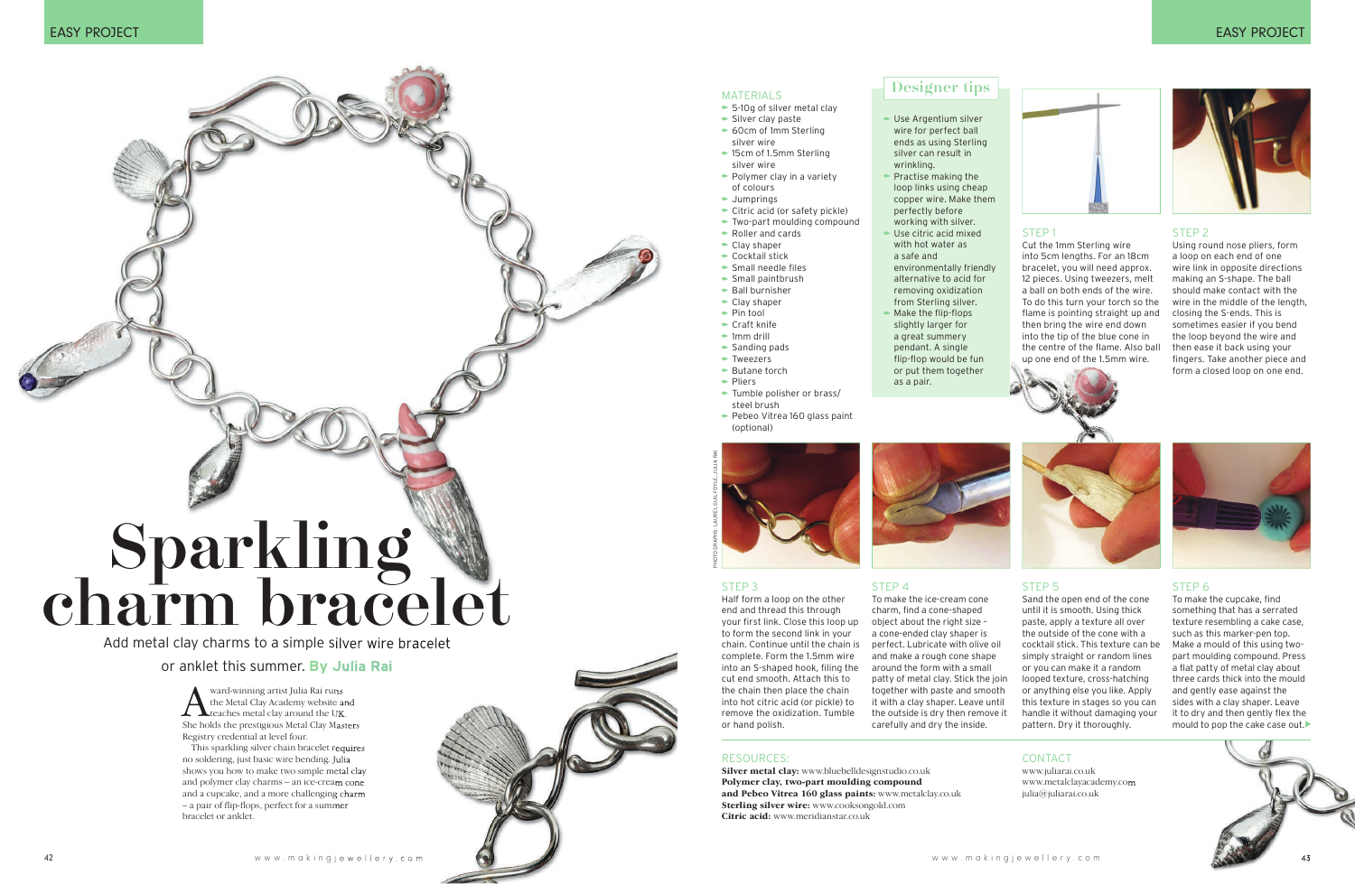# Sparkling charm bracelet

Add metal clay charms to a simple silver wire bracelet or anklet this summer. **By Julia Rai**

Award-winning artist Julia Rai runs the Metal Clay Academy website and teaches metal clay around the UK. She holds the prestigious Metal Clay Masters Registry credential at level four.

This sparkling silver chain bracelet requires no soldering, just basic wire bending. Julia shows you how to make two simple metal clay and polymer clay charms – an ice-cream cone and a cupcake, and a more challenging charm – a pair of flip-flops, perfect for a summer bracelet or anklet.

## MATERIALS

- 5-10g of silver metal clay
- Silver clay paste
- 60cm of 1mm Sterling silver wire
- 15cm of 1.5mm Sterling silver wire
- Polymer clay in a variety of colours
- Jumprings
- Citric acid (or safety pickle)
- Two-part moulding compound
- Roller and cards
- Clay shaper
- Cocktail stick
- Small needle files
- Small paintbrush
- Ball burnisher
- Clay shaper
- Pin tool
- Craft knife
- 1mm drill
- Sanding pads
- Tweezers
- Butane torch
- Pliers
- Tumble polisher or brass/steel brush
- Pebeo Vitrea 160 glass paint (optional)

## Designer tips

- Use Argentium silver wire for perfect ball ends as using Sterling silver can result in wrinkling.
- Practise making the loop links using cheap copper wire. Make them perfectly before working with silver.
- Use citric acid mixed with hot water as a safe and environmentally friendly alternative to acid for removing oxidization from Sterling silver.
- Make the flip-flops slightly larger for a great summery pendant. A single flip-flop would be fun or put them together as a pair.

### STEP 1

Cut the 1mm Sterling wire into 5cm lengths. For an 18cm bracelet, you will need approx. 12 pieces. Using tweezers, melt a ball on both ends of the wire. To do this turn your torch so the flame is pointing straight up and then bring the wire end down into the tip of the blue cone in the centre of the flame. Also ball up one end of the 1.5mm wire.

### STEP 2

Using round nose pliers, form a loop on each end of one wire link in opposite directions making an S-shape. The ball should make contact with the wire in the middle of the length, closing the S-ends. This is sometimes easier if you bend the loop beyond the wire and then ease it back using your fingers. Take another piece and form a closed loop on one end.

### STEP 3

Half form a loop on the other end and thread this through your first link. Close this loop up to form the second link in your chain. Continue until the chain is complete. Form the 1.5mm wire into an S-shaped hook, filing the cut end smooth. Attach this to the chain then place the chain into hot citric acid (or pickle) to remove the oxidization. Tumble or hand polish.

### STEP 4

To make the ice-cream cone charm, find a cone-shaped object about the right size – a cone-ended clay shaper is perfect. Lubricate with olive oil and make a rough cone shape around the form with a small patty of metal clay. Stick the join together with paste and smooth it with a clay shaper. Leave until the outside is dry then remove it carefully and dry the inside.

### STEP 5

Sand the open end of the cone until it is smooth. Using thick paste, apply a texture all over the outside of the cone with a cocktail stick. This texture can be looped texture, cross-hatching or anything else you like. Apply this texture in stages so you can handle it without damaging your pattern. Dry it thoroughly.

### STEP 6

To make the cupcake, find something that has a serrated texture resembling a cake case, such as this marker-pen top. Make a mould of this using two-part moulding compound. Press a flat patty of metal clay about three cards thick into the mould and gently ease against the sides with a clay shaper. Leave it to dry and then gently flex the mould to pop the cake case out.

PHOTOGRAPHS: LAUREL GUILFOYLE, JULIA RAI

## RESOURCES:

**Silver metal clay:** www.bluebelldesignstudio.co.uk
**Polymer clay, two-part moulding compound and Pebeo Vitrea 160 glass paints:** www.metalclay.co.uk
**Sterling silver wire:** www.cooksongold.com
**Citric acid:** www.meridianstar.co.uk

## CONTACT

www.juliarai.co.uk
www.metalclayacademy.com
julia@juliarai.co.uk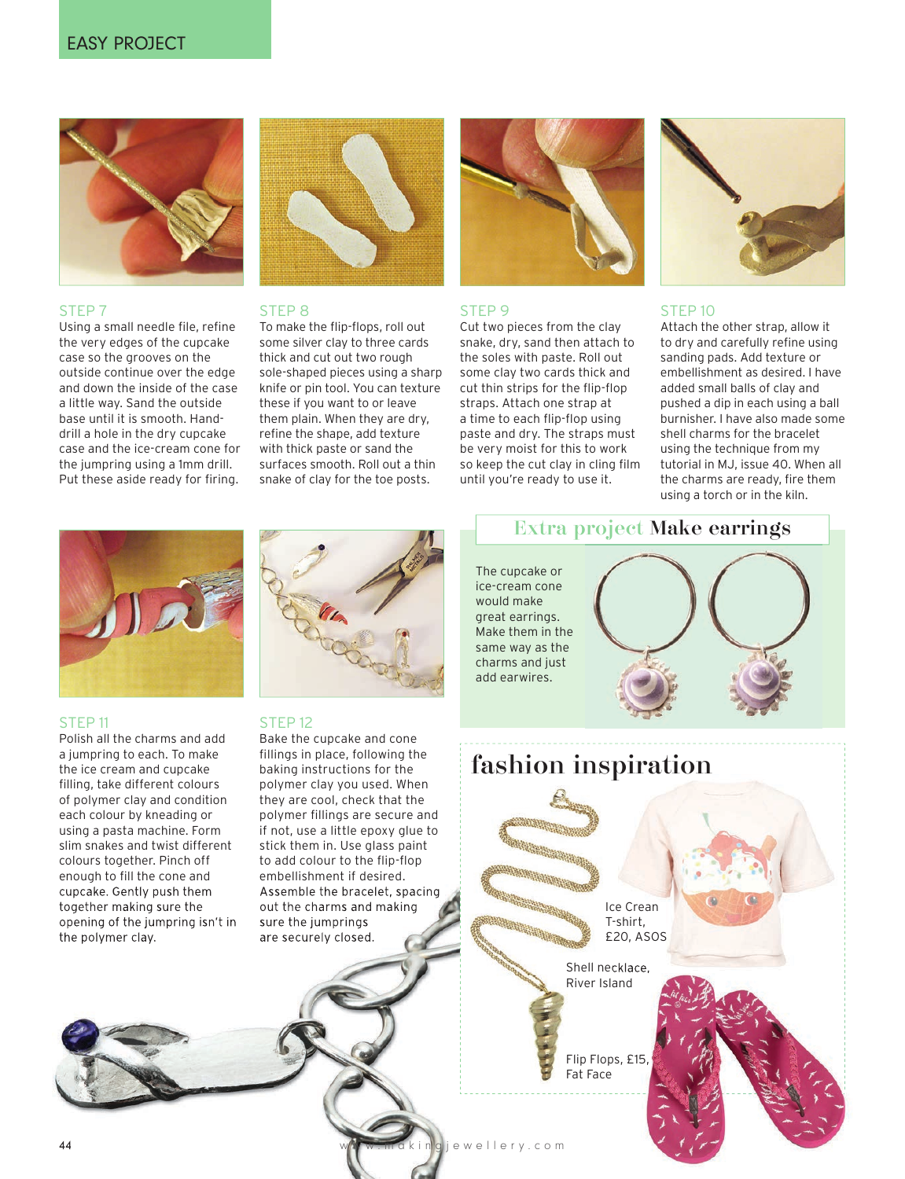EASY PROJECT

### STEP 7

Using a small needle file, refine the very edges of the cupcake case so the grooves on the outside continue over the edge and down the inside of the case a little way. Sand the outside base until it is smooth. Hand-drill a hole in the dry cupcake case and the ice-cream cone for the jumpring using a 1mm drill. Put these aside ready for firing.

### STEP 8

To make the flip-flops, roll out some silver clay to three cards thick and cut out two rough sole-shaped pieces using a sharp knife or pin tool. You can texture these if you want to or leave them plain. When they are dry, refine the shape, add texture with thick paste or sand the surfaces smooth. Roll out a thin snake of clay for the toe posts.

### STEP 9

Cut two pieces from the clay snake, dry, sand then attach to the soles with paste. Roll out some clay two cards thick and cut thin strips for the flip-flop straps. Attach one strap at a time to each flip-flop using paste and dry. The straps must be very moist for this to work so keep the cut clay in cling film until you're ready to use it.

### STEP 10

Attach the other strap, allow it to dry and carefully refine using sanding pads. Add texture or embellishment as desired. I have added small balls of clay and pushed a dip in each using a ball burnisher. I have also made some shell charms for the bracelet using the technique from my tutorial in MJ, issue 40. When all the charms are ready, fire them using a torch or in the kiln.

### STEP 11

Polish all the charms and add a jumpring to each. To make the ice cream and cupcake filling, take different colours of polymer clay and condition each colour by kneading or using a pasta machine. Form slim snakes and twist different colours together. Pinch off enough to fill the cone and cupcake. Gently push them together making sure the opening of the jumpring isn't in the polymer clay.

### STEP 12

Bake the cupcake and cone fillings in place, following the baking instructions for the polymer clay you used. When they are cool, check that the polymer fillings are secure and if not, use a little epoxy glue to stick them in. Use glass paint to add colour to the flip-flop embellishment if desired. Assemble the bracelet, spacing out the charms and making sure the jumprings are securely closed.

## Extra project Make earrings

The cupcake or ice-cream cone would make great earrings. Make them in the same way as the charms and just add earwires.

## fashion inspiration

Ice Crean T-shirt, £20, ASOS

Shell necklace, River Island

Flip Flops, £15, Fat Face

www.makingjewellery.com